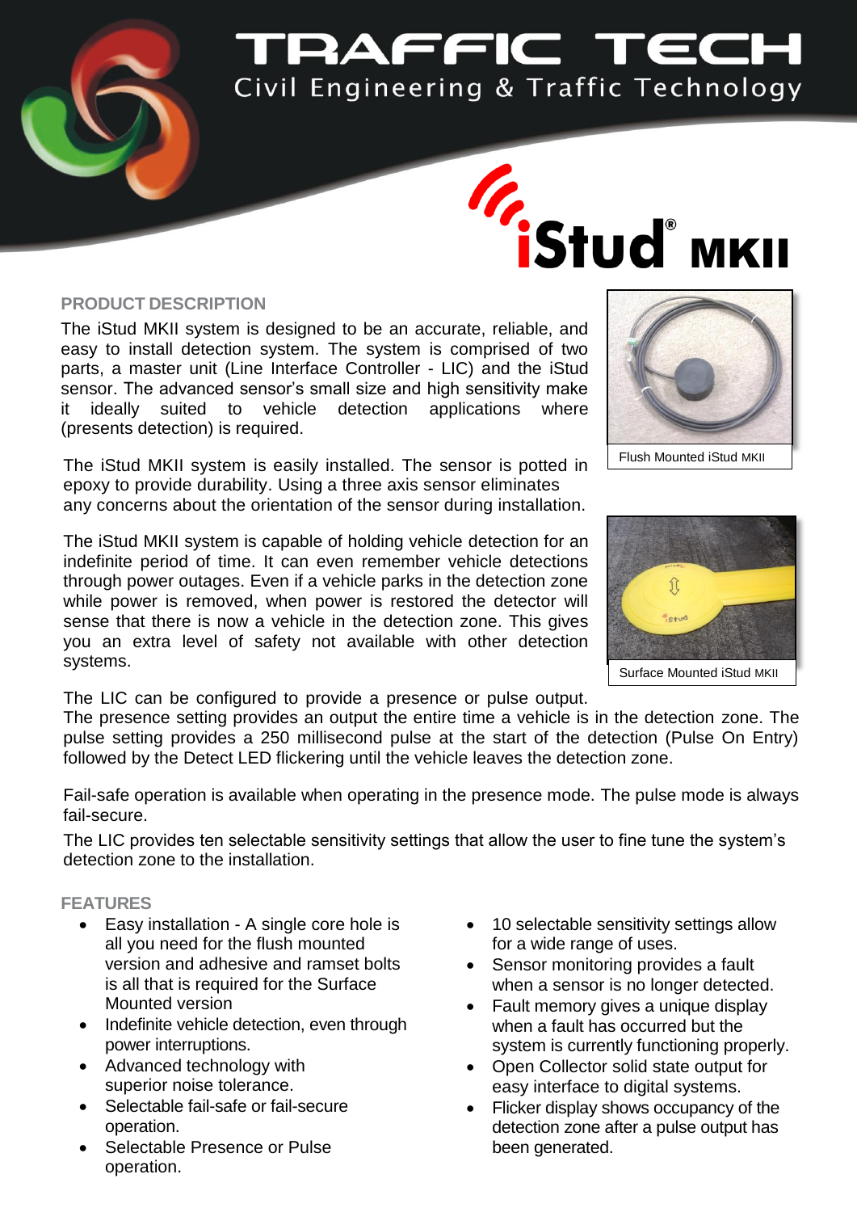# TRAFFIC TECH

Civil Engineering & Traffic Technology

# iStud® MKII

## PRODUCT DESCRIPTION

The iStud MKII system is designed to be an accurate, reliable, and easy to install detection system. The system is comprised of two parts, a master unit (Line Interface Controller - LIC) and the iStud sensor. The advanced sensor's small size and high sensitivity make it ideally suited to vehicle detection applications where (presents detection) is required.

Flush Mounted iStud MKII

The iStud MKII system is easily installed. The sensor is potted in epoxy to provide durability. Using a three axis sensor eliminates any concerns about the orientation of the sensor during installation.

The iStud MKII system is capable of holding vehicle detection for an indefinite period of time. It can even remember vehicle detections through power outages. Even if a vehicle parks in the detection zone while power is removed, when power is restored the detector will sense that there is now a vehicle in the detection zone. This gives you an extra level of safety not available with other detection systems.

Surface Mounted iStud MKII

The LIC can be configured to provide a presence or pulse output. The presence setting provides an output the entire time a vehicle is in the detection zone. The pulse setting provides a 250 millisecond pulse at the start of the detection (Pulse On Entry) followed by the Detect LED flickering until the vehicle leaves the detection zone.

Fail-safe operation is available when operating in the presence mode. The pulse mode is always fail-secure.

The LIC provides ten selectable sensitivity settings that allow the user to fine tune the system's detection zone to the installation.

## FEATURES

- Easy installation - A single core hole is all you need for the flush mounted version and adhesive and ramset bolts is all that is required for the Surface Mounted version
- Indefinite vehicle detection, even through power interruptions.
- Advanced technology with superior noise tolerance.
- Selectable fail-safe or fail-secure operation.
- Selectable Presence or Pulse operation.
- 10 selectable sensitivity settings allow for a wide range of uses.
- Sensor monitoring provides a fault when a sensor is no longer detected.
- Fault memory gives a unique display when a fault has occurred but the system is currently functioning properly.
- Open Collector solid state output for easy interface to digital systems.
- Flicker display shows occupancy of the detection zone after a pulse output has been generated.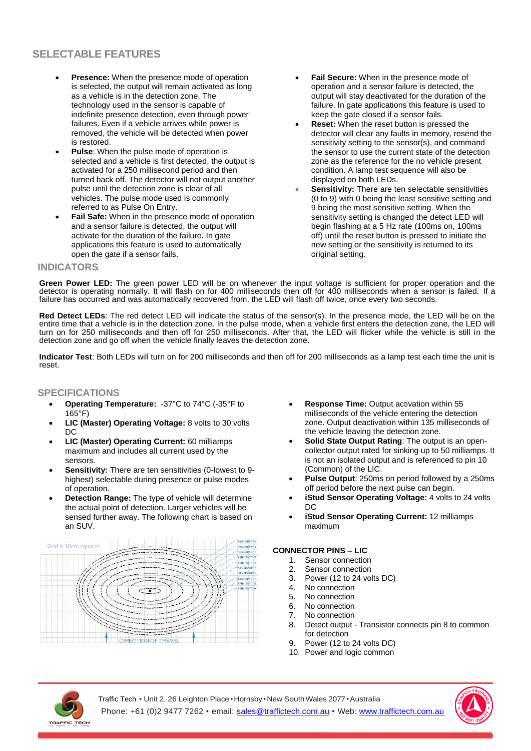## SELECTABLE FEATURES

- **Presence:** When the presence mode of operation is selected, the output will remain activated as long as a vehicle is in the detection zone. The technology used in the sensor is capable of indefinite presence detection, even through power failures. Even if a vehicle arrives while power is removed, the vehicle will be detected when power is restored.
- **Pulse**: When the pulse mode of operation is selected and a vehicle is first detected, the output is activated for a 250 millisecond period and then turned back off. The detector will not output another pulse until the detection zone is clear of all vehicles. The pulse mode used is commonly referred to as Pulse On Entry.
- **Fail Safe:** When in the presence mode of operation and a sensor failure is detected, the output will activate for the duration of the failure. In gate applications this feature is used to automatically open the gate if a sensor fails.
- **Fail Secure:** When in the presence mode of operation and a sensor failure is detected, the output will stay deactivated for the duration of the failure. In gate applications this feature is used to keep the gate closed if a sensor fails.
- **Reset:** When the reset button is pressed the detector will clear any faults in memory, resend the sensitivity setting to the sensor(s), and command the sensor to use the current state of the detection zone as the reference for the no vehicle present condition. A lamp test sequence will also be displayed on both LEDs.
- **Sensitivity:** There are ten selectable sensitivities (0 to 9) with 0 being the least sensitive setting and 9 being the most sensitive setting. When the sensitivity setting is changed the detect LED will begin flashing at a 5 Hz rate (100ms on, 100ms off) until the reset button is pressed to initiate the new setting or the sensitivity is returned to its original setting.

## INDICATORS

**Green Power LED:** The green power LED will be on whenever the input voltage is sufficient for proper operation and the detector is operating normally. It will flash on for 400 milliseconds then off for 400 milliseconds when a sensor is failed. If a failure has occurred and was automatically recovered from, the LED will flash off twice, once every two seconds.

**Red Detect LEDs**: The red detect LED will indicate the status of the sensor(s). In the presence mode, the LED will be on the entire time that a vehicle is in the detection zone. In the pulse mode, when a vehicle first enters the detection zone, the LED will turn on for 250 milliseconds and then off for 250 milliseconds. After that, the LED will flicker while the vehicle is still in the detection zone and go off when the vehicle finally leaves the detection zone.

**Indicator Test**: Both LEDs will turn on for 200 milliseconds and then off for 200 milliseconds as a lamp test each time the unit is reset.

## SPECIFICATIONS

- **Operating Temperature:** -37°C to 74°C (-35°F to 165°F)
- **LIC (Master) Operating Voltage:** 8 volts to 30 volts DC
- **LIC (Master) Operating Current:** 60 milliamps maximum and includes all current used by the sensors.
- **Sensitivity:** There are ten sensitivities (0-lowest to 9-highest) selectable during presence or pulse modes of operation.
- **Detection Range:** The type of vehicle will determine the actual point of detection. Larger vehicles will be sensed further away. The following chart is based on an SUV.

Grid is 30cm squares

SENSITIVITY 0
SENSITIVITY 1
SENSITIVITY 2
SENSITIVITY 3
SENSITIVITY 4
SENSITIVITY 5
SENSITIVITY 6
SENSITIVITY 7
SENSITIVITY 8
SENSITIVITY 9

DIRECTION OF TRAVEL

- **Response Time:** Output activation within 55 milliseconds of the vehicle entering the detection zone. Output deactivation within 135 milliseconds of the vehicle leaving the detection zone.
- **Solid State Output Rating**: The output is an open-collector output rated for sinking up to 50 milliamps. It is not an isolated output and is referenced to pin 10 (Common) of the LIC.
- **Pulse Output**: 250ms on period followed by a 250ms off period before the next pulse can begin.
- **iStud Sensor Operating Voltage:** 4 volts to 24 volts DC
- **iStud Sensor Operating Current:** 12 milliamps maximum

### CONNECTOR PINS – LIC

1. Sensor connection
2. Sensor connection
3. Power (12 to 24 volts DC)
4. No connection
5. No connection
6. No connection
7. No connection
8. Detect output - Transistor connects pin 8 to common for detection
9. Power (12 to 24 volts DC)
10. Power and logic common

Traffic Tech • Unit 2, 26 Leighton Place • Hornsby • New South Wales 2077 • Australia
Phone: +61 (0)2 9477 7262 • email: sales@traffictech.com.au • Web: www.traffictech.com.au